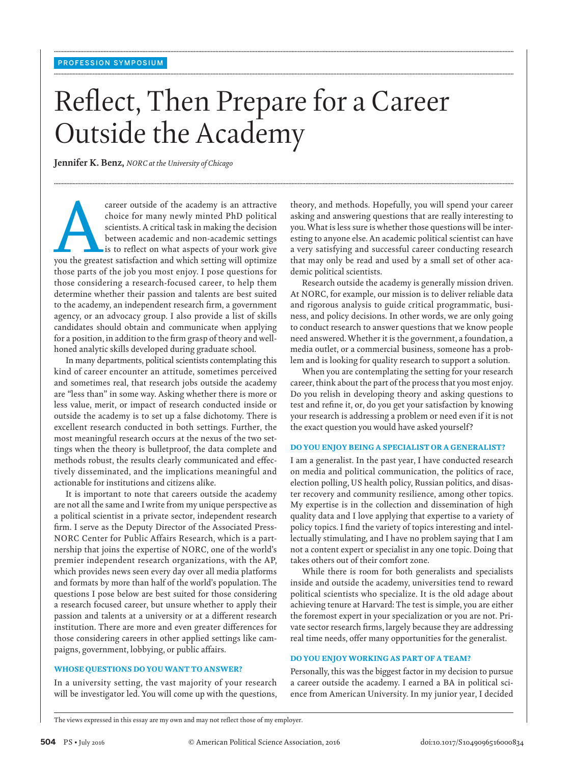PROFESSION SYMPOSIUM

# Reflect, Then Prepare for a Career Outside the Academy

**Jennifer K. Benz,** *NORC at the University of Chicago*

A career outside of the academy is an attractive choice for many newly minted PhD political scientists. A critical task in making the decision between academic and non-academic settings is to reflect on what aspects of your work give you the greatest satisfaction and which setting will optimize those parts of the job you most enjoy. I pose questions for those considering a research-focused career, to help them determine whether their passion and talents are best suited to the academy, an independent research firm, a government agency, or an advocacy group. I also provide a list of skills candidates should obtain and communicate when applying for a position, in addition to the firm grasp of theory and well-honed analytic skills developed during graduate school.

In many departments, political scientists contemplating this kind of career encounter an attitude, sometimes perceived and sometimes real, that research jobs outside the academy are "less than" in some way. Asking whether there is more or less value, merit, or impact of research conducted inside or outside the academy is to set up a false dichotomy. There is excellent research conducted in both settings. Further, the most meaningful research occurs at the nexus of the two settings when the theory is bulletproof, the data complete and methods robust, the results clearly communicated and effectively disseminated, and the implications meaningful and actionable for institutions and citizens alike.

It is important to note that careers outside the academy are not all the same and I write from my unique perspective as a political scientist in a private sector, independent research firm. I serve as the Deputy Director of the Associated Press-NORC Center for Public Affairs Research, which is a partnership that joins the expertise of NORC, one of the world's premier independent research organizations, with the AP, which provides news seen every day over all media platforms and formats by more than half of the world's population. The questions I pose below are best suited for those considering a research focused career, but unsure whether to apply their passion and talents at a university or at a different research institution. There are more and even greater differences for those considering careers in other applied settings like campaigns, government, lobbying, or public affairs.

### WHOSE QUESTIONS DO YOU WANT TO ANSWER?

In a university setting, the vast majority of your research will be investigator led. You will come up with the questions, theory, and methods. Hopefully, you will spend your career asking and answering questions that are really interesting to you. What is less sure is whether those questions will be interesting to anyone else. An academic political scientist can have a very satisfying and successful career conducting research that may only be read and used by a small set of other academic political scientists.

Research outside the academy is generally mission driven. At NORC, for example, our mission is to deliver reliable data and rigorous analysis to guide critical programmatic, business, and policy decisions. In other words, we are only going to conduct research to answer questions that we know people need answered. Whether it is the government, a foundation, a media outlet, or a commercial business, someone has a problem and is looking for quality research to support a solution.

When you are contemplating the setting for your research career, think about the part of the process that you most enjoy. Do you relish in developing theory and asking questions to test and refine it, or, do you get your satisfaction by knowing your research is addressing a problem or need even if it is not the exact question you would have asked yourself?

### DO YOU ENJOY BEING A SPECIALIST OR A GENERALIST?

I am a generalist. In the past year, I have conducted research on media and political communication, the politics of race, election polling, US health policy, Russian politics, and disaster recovery and community resilience, among other topics. My expertise is in the collection and dissemination of high quality data and I love applying that expertise to a variety of policy topics. I find the variety of topics interesting and intellectually stimulating, and I have no problem saying that I am not a content expert or specialist in any one topic. Doing that takes others out of their comfort zone.

While there is room for both generalists and specialists inside and outside the academy, universities tend to reward political scientists who specialize. It is the old adage about achieving tenure at Harvard: The test is simple, you are either the foremost expert in your specialization or you are not. Private sector research firms, largely because they are addressing real time needs, offer many opportunities for the generalist.

### DO YOU ENJOY WORKING AS PART OF A TEAM?

Personally, this was the biggest factor in my decision to pursue a career outside the academy. I earned a BA in political science from American University. In my junior year, I decided

The views expressed in this essay are my own and may not reflect those of my employer.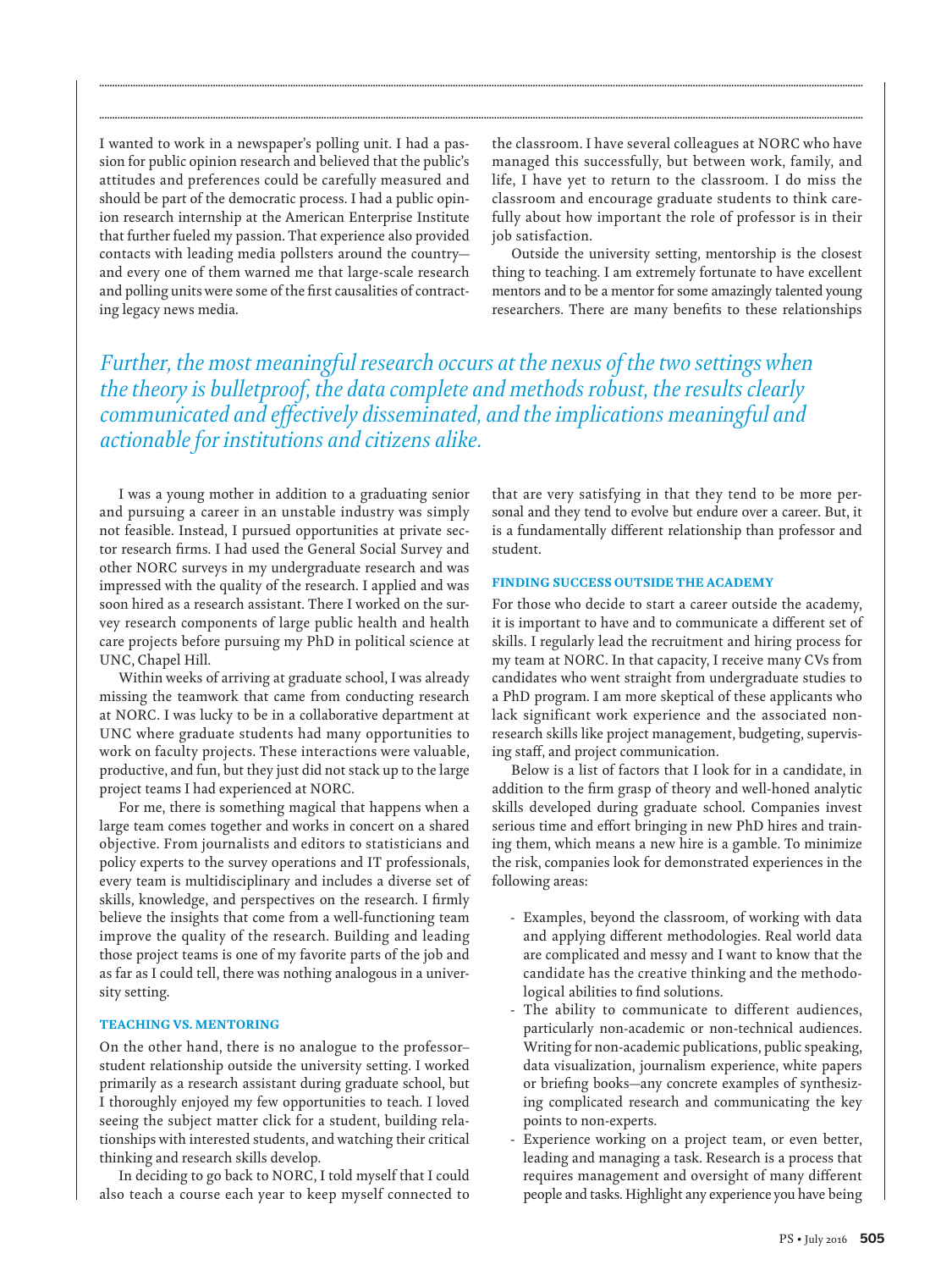I wanted to work in a newspaper's polling unit. I had a passion for public opinion research and believed that the public's attitudes and preferences could be carefully measured and should be part of the democratic process. I had a public opinion research internship at the American Enterprise Institute that further fueled my passion. That experience also provided contacts with leading media pollsters around the country—and every one of them warned me that large-scale research and polling units were some of the first causalities of contracting legacy news media.

I was a young mother in addition to a graduating senior and pursuing a career in an unstable industry was simply not feasible. Instead, I pursued opportunities at private sector research firms. I had used the General Social Survey and other NORC surveys in my undergraduate research and was impressed with the quality of the research. I applied and was soon hired as a research assistant. There I worked on the survey research components of large public health and health care projects before pursuing my PhD in political science at UNC, Chapel Hill.

Within weeks of arriving at graduate school, I was already missing the teamwork that came from conducting research at NORC. I was lucky to be in a collaborative department at UNC where graduate students had many opportunities to work on faculty projects. These interactions were valuable, productive, and fun, but they just did not stack up to the large project teams I had experienced at NORC.

For me, there is something magical that happens when a large team comes together and works in concert on a shared objective. From journalists and editors to statisticians and policy experts to the survey operations and IT professionals, every team is multidisciplinary and includes a diverse set of skills, knowledge, and perspectives on the research. I firmly believe the insights that come from a well-functioning team improve the quality of the research. Building and leading those project teams is one of my favorite parts of the job and as far as I could tell, there was nothing analogous in a university setting.

### TEACHING VS. MENTORING

On the other hand, there is no analogue to the professor–student relationship outside the university setting. I worked primarily as a research assistant during graduate school, but I thoroughly enjoyed my few opportunities to teach. I loved seeing the subject matter click for a student, building relationships with interested students, and watching their critical thinking and research skills develop.

In deciding to go back to NORC, I told myself that I could also teach a course each year to keep myself connected to the classroom. I have several colleagues at NORC who have managed this successfully, but between work, family, and life, I have yet to return to the classroom. I do miss the classroom and encourage graduate students to think carefully about how important the role of professor is in their job satisfaction.

Outside the university setting, mentorship is the closest thing to teaching. I am extremely fortunate to have excellent mentors and to be a mentor for some amazingly talented young researchers. There are many benefits to these relationships that are very satisfying in that they tend to be more personal and they tend to evolve but endure over a career. But, it is a fundamentally different relationship than professor and student.

*Further, the most meaningful research occurs at the nexus of the two settings when the theory is bulletproof, the data complete and methods robust, the results clearly communicated and effectively disseminated, and the implications meaningful and actionable for institutions and citizens alike.*

### FINDING SUCCESS OUTSIDE THE ACADEMY

For those who decide to start a career outside the academy, it is important to have and to communicate a different set of skills. I regularly lead the recruitment and hiring process for my team at NORC. In that capacity, I receive many CVs from candidates who went straight from undergraduate studies to a PhD program. I am more skeptical of these applicants who lack significant work experience and the associated non-research skills like project management, budgeting, supervising staff, and project communication.

Below is a list of factors that I look for in a candidate, in addition to the firm grasp of theory and well-honed analytic skills developed during graduate school. Companies invest serious time and effort bringing in new PhD hires and training them, which means a new hire is a gamble. To minimize the risk, companies look for demonstrated experiences in the following areas:

- Examples, beyond the classroom, of working with data and applying different methodologies. Real world data are complicated and messy and I want to know that the candidate has the creative thinking and the methodological abilities to find solutions.
- The ability to communicate to different audiences, particularly non-academic or non-technical audiences. Writing for non-academic publications, public speaking, data visualization, journalism experience, white papers or briefing books—any concrete examples of synthesizing complicated research and communicating the key points to non-experts.
- Experience working on a project team, or even better, leading and managing a task. Research is a process that requires management and oversight of many different people and tasks. Highlight any experience you have being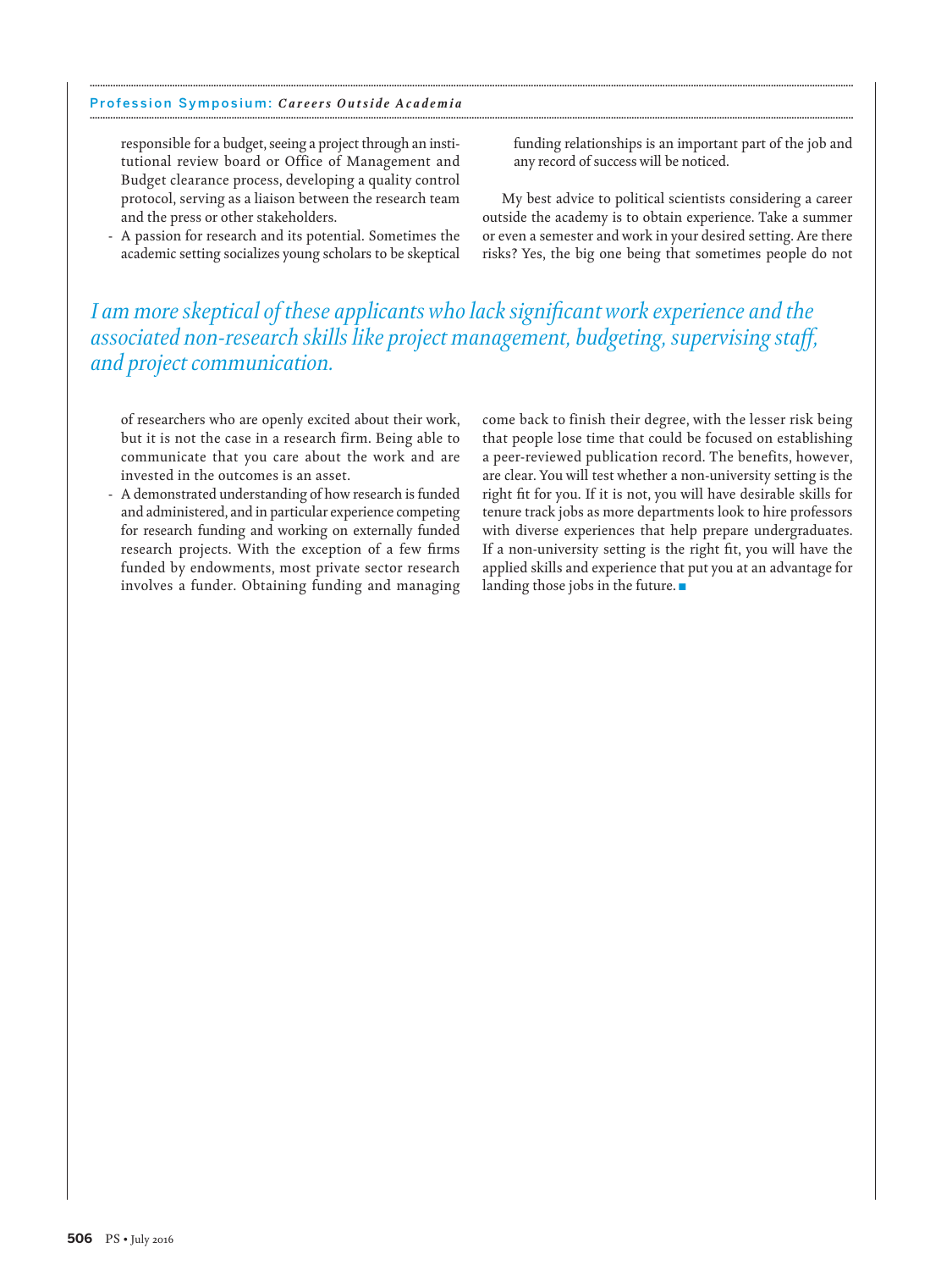responsible for a budget, seeing a project through an institutional review board or Office of Management and Budget clearance process, developing a quality control protocol, serving as a liaison between the research team and the press or other stakeholders.

- A passion for research and its potential. Sometimes the academic setting socializes young scholars to be skeptical of researchers who are openly excited about their work, but it is not the case in a research firm. Being able to communicate that you care about the work and are invested in the outcomes is an asset.
- A demonstrated understanding of how research is funded and administered, and in particular experience competing for research funding and working on externally funded research projects. With the exception of a few firms funded by endowments, most private sector research involves a funder. Obtaining funding and managing funding relationships is an important part of the job and any record of success will be noticed.

*I am more skeptical of these applicants who lack significant work experience and the associated non-research skills like project management, budgeting, supervising staff, and project communication.*

My best advice to political scientists considering a career outside the academy is to obtain experience. Take a summer or even a semester and work in your desired setting. Are there risks? Yes, the big one being that sometimes people do not come back to finish their degree, with the lesser risk being that people lose time that could be focused on establishing a peer-reviewed publication record. The benefits, however, are clear. You will test whether a non-university setting is the right fit for you. If it is not, you will have desirable skills for tenure track jobs as more departments look to hire professors with diverse experiences that help prepare undergraduates. If a non-university setting is the right fit, you will have the applied skills and experience that put you at an advantage for landing those jobs in the future. ■